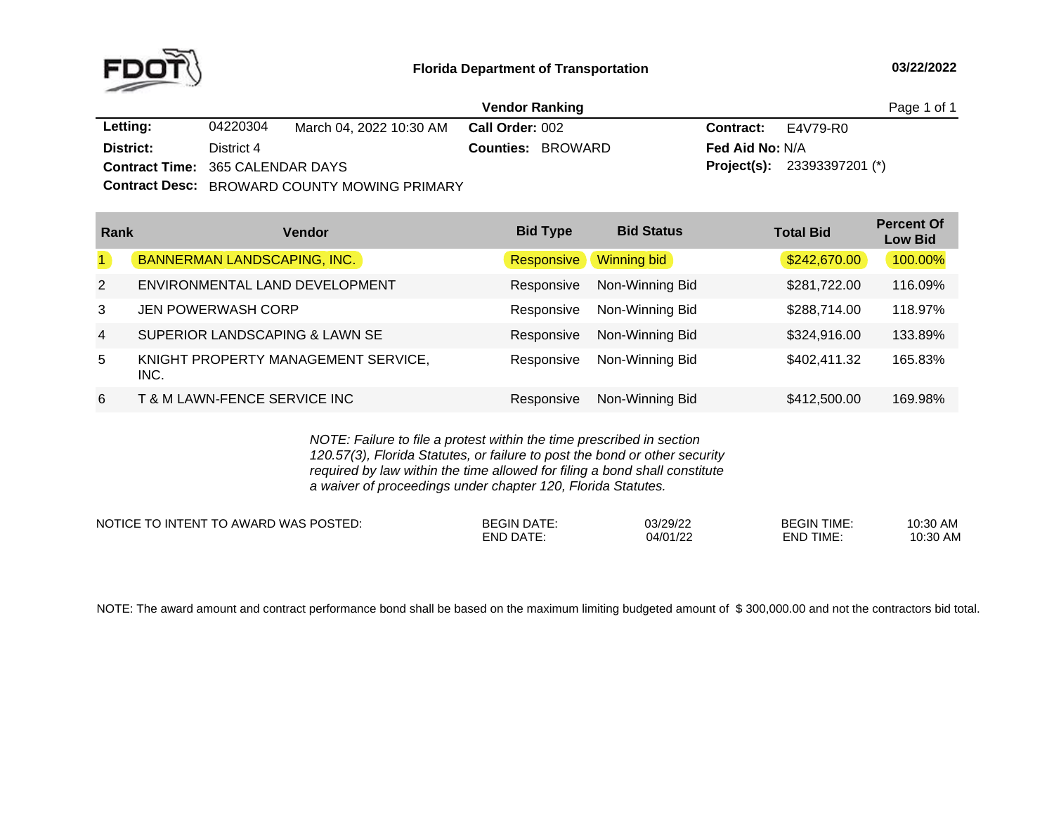FDOT

**Florida Department of Transportation**

03/22/2022

**Vendor Ranking**

| | | | |
|---|---|---|---|
| **Letting:** 04220304 March 04, 2022 10:30 AM | **Call Order:** 002 | **Contract:** E4V79-R0 | |
| **District:** District 4 | **Counties:** BROWARD | **Fed Aid No:** N/A | |
| **Contract Time:** 365 CALENDAR DAYS | | **Project(s):** 23393397201 (*) | |
| **Contract Desc:** BROWARD COUNTY MOWING PRIMARY | | | |

| Rank | Vendor | Bid Type | Bid Status | Total Bid | Percent Of Low Bid |
|---|---|---|---|---|---|
| 1 | BANNERMAN LANDSCAPING, INC. | Responsive | Winning bid | $242,670.00 | 100.00% |
| 2 | ENVIRONMENTAL LAND DEVELOPMENT | Responsive | Non-Winning Bid | $281,722.00 | 116.09% |
| 3 | JEN POWERWASH CORP | Responsive | Non-Winning Bid | $288,714.00 | 118.97% |
| 4 | SUPERIOR LANDSCAPING & LAWN SE | Responsive | Non-Winning Bid | $324,916.00 | 133.89% |
| 5 | KNIGHT PROPERTY MANAGEMENT SERVICE, INC. | Responsive | Non-Winning Bid | $402,411.32 | 165.83% |
| 6 | T & M LAWN-FENCE SERVICE INC | Responsive | Non-Winning Bid | $412,500.00 | 169.98% |

*NOTE: Failure to file a protest within the time prescribed in section 120.57(3), Florida Statutes, or failure to post the bond or other security required by law within the time allowed for filing a bond shall constitute a waiver of proceedings under chapter 120, Florida Statutes.*

| NOTICE TO INTENT TO AWARD WAS POSTED: | | | | |
|---|---|---|---|---|
| | BEGIN DATE: | 03/29/22 | BEGIN TIME: | 10:30 AM |
| | END DATE: | 04/01/22 | END TIME: | 10:30 AM |

NOTE: The award amount and contract performance bond shall be based on the maximum limiting budgeted amount of $ 300,000.00 and not the contractors bid total.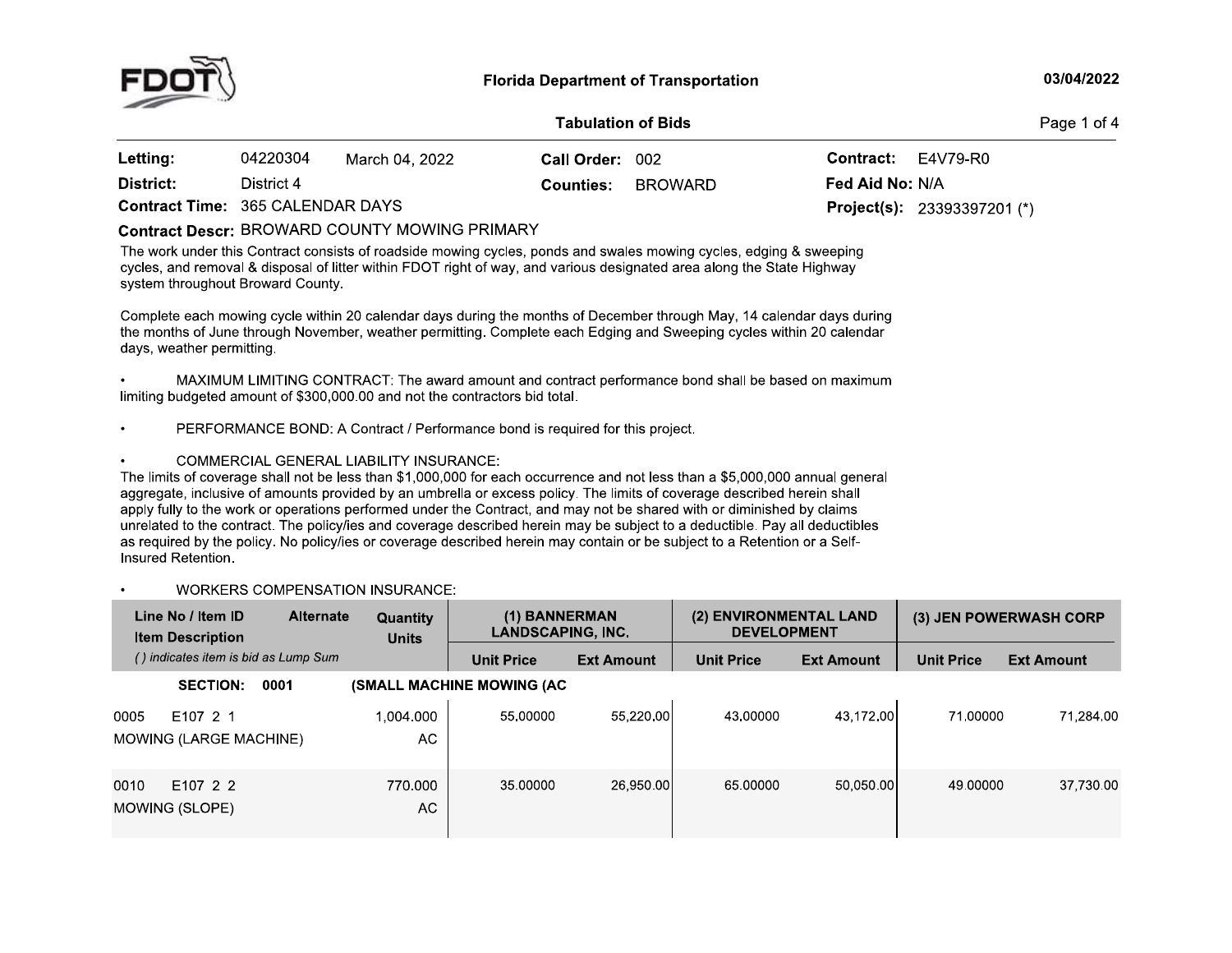**Florida Department of Transportation**

**03/04/2022**

**Tabulation of Bids**

| | | | | | |
|---|---|---|---|---|---|
| **Letting:** | 04220304 March 04, 2022 | **Call Order:** | 002 | **Contract:** | E4V79-R0 |
| **District:** | District 4 | **Counties:** | BROWARD | **Fed Aid No:** | N/A |
| **Contract Time:** | 365 CALENDAR DAYS | | | **Project(s):** | 23393397201 (*) |

**Contract Descr:** BROWARD COUNTY MOWING PRIMARY

The work under this Contract consists of roadside mowing cycles, ponds and swales mowing cycles, edging & sweeping cycles, and removal & disposal of litter within FDOT right of way, and various designated area along the State Highway system throughout Broward County.

Complete each mowing cycle within 20 calendar days during the months of December through May, 14 calendar days during the months of June through November, weather permitting. Complete each Edging and Sweeping cycles within 20 calendar days, weather permitting.

- MAXIMUM LIMITING CONTRACT: The award amount and contract performance bond shall be based on maximum limiting budgeted amount of $300,000.00 and not the contractors bid total.
- PERFORMANCE BOND: A Contract / Performance bond is required for this project.
- COMMERCIAL GENERAL LIABILITY INSURANCE:

The limits of coverage shall not be less than $1,000,000 for each occurrence and not less than a $5,000,000 annual general aggregate, inclusive of amounts provided by an umbrella or excess policy. The limits of coverage described herein shall apply fully to the work or operations performed under the Contract, and may not be shared with or diminished by claims unrelated to the contract. The policy/ies and coverage described herein may be subject to a deductible. Pay all deductibles as required by the policy. No policy/ies or coverage described herein may contain or be subject to a Retention or a Self-Insured Retention.

- WORKERS COMPENSATION INSURANCE:

| Line No / Item ID<br>Item Description | Alternate | Quantity<br>Units | (1) BANNERMAN LANDSCAPING, INC. | | (2) ENVIRONMENTAL LAND DEVELOPMENT | | (3) JEN POWERWASH CORP | |
|---|---|---|---|---|---|---|---|---|
| *( ) indicates item is bid as Lump Sum* | | | **Unit Price** | **Ext Amount** | **Unit Price** | **Ext Amount** | **Unit Price** | **Ext Amount** |
| **SECTION: 0001** | | **(SMALL MACHINE MOWING (AC** | | | | | | |
| 0005 E107 2 1<br>MOWING (LARGE MACHINE) | | 1,004.000<br>AC | 55.00000 | 55,220.00 | 43.00000 | 43,172.00 | 71.00000 | 71,284.00 |
| 0010 E107 2 2<br>MOWING (SLOPE) | | 770.000<br>AC | 35.00000 | 26,950.00 | 65.00000 | 50,050.00 | 49.00000 | 37,730.00 |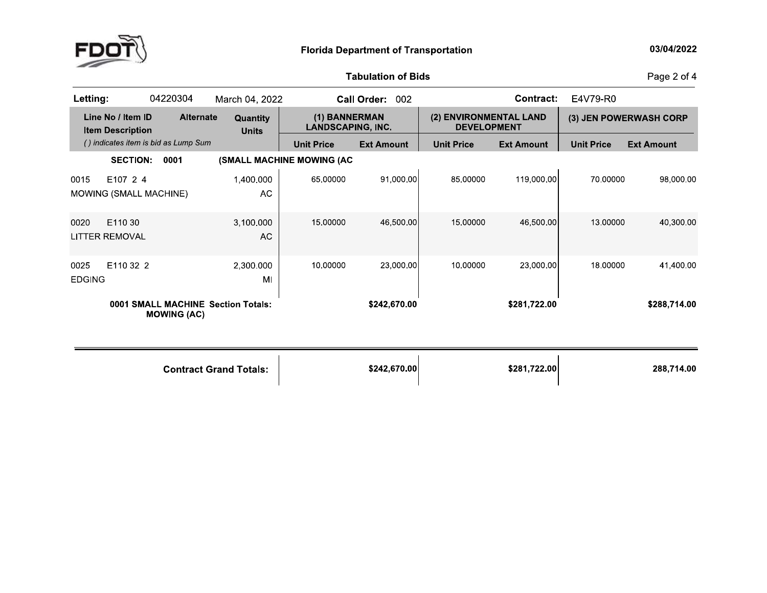**Florida Department of Transportation**

03/04/2022

**Tabulation of Bids**

| **Letting:** | 04220304 | March 04, 2022 | **Call Order:** 002 | **Contract:** E4V79-R0 |
|---|---|---|---|---|

| Line No / Item ID / Item Description | Alternate | Quantity / Units | (1) BANNERMAN LANDSCAPING, INC. | | (2) ENVIRONMENTAL LAND DEVELOPMENT | | (3) JEN POWERWASH CORP | |
|---|---|---|---|---|---|---|---|---|
| *( ) indicates item is bid as Lump Sum* | | | Unit Price | Ext Amount | Unit Price | Ext Amount | Unit Price | Ext Amount |
| **SECTION: 0001** | | **(SMALL MACHINE MOWING (AC** | | | | | | |
| 0015 E107 2 4 MOWING (SMALL MACHINE) | | 1,400.000 AC | 65.00000 | 91,000.00 | 85.00000 | 119,000.00 | 70.00000 | 98,000.00 |
| 0020 E110 30 LITTER REMOVAL | | 3,100.000 AC | 15.00000 | 46,500.00 | 15.00000 | 46,500.00 | 13.00000 | 40,300.00 |
| 0025 E110 32 2 EDGING | | 2,300.000 MI | 10.00000 | 23,000.00 | 10.00000 | 23,000.00 | 18.00000 | 41,400.00 |
| **0001 SMALL MACHINE MOWING (AC) Section Totals:** | | | | **$242,670.00** | | **$281,722.00** | | **$288,714.00** |
| **Contract Grand Totals:** | | | | **$242,670.00** | | **$281,722.00** | | **288,714.00** |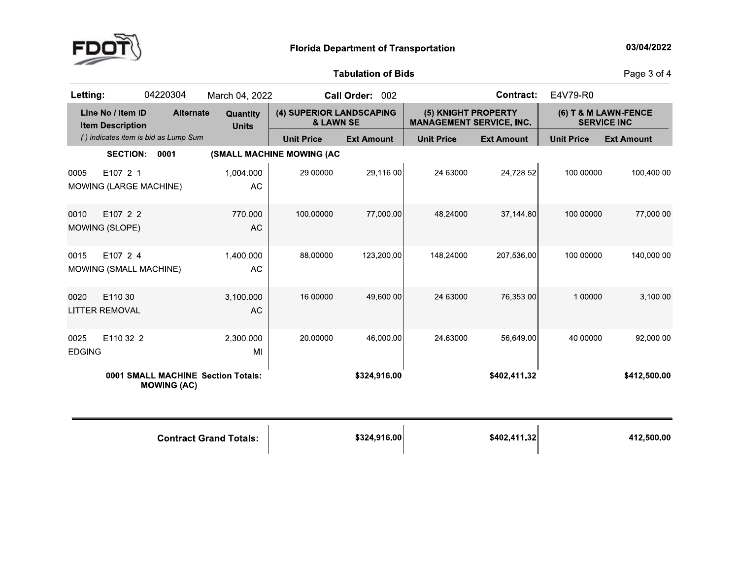**Florida Department of Transportation**

**Tabulation of Bids**

| **Letting:** | 04220304 | March 04, 2022 | **Call Order:** 002 | **Contract:** E4V79-R0 |
|---|---|---|---|---|

| Line No / Item ID<br>Item Description<br>*( ) indicates item is bid as Lump Sum* | Alternate | Quantity<br>Units | (4) SUPERIOR LANDSCAPING & LAWN SE | | (5) KNIGHT PROPERTY MANAGEMENT SERVICE, INC. | | (6) T & M LAWN-FENCE SERVICE INC | |
|---|---|---|---|---|---|---|---|---|
| | | | Unit Price | Ext Amount | Unit Price | Ext Amount | Unit Price | Ext Amount |
| **SECTION: 0001** | | **(SMALL MACHINE MOWING (AC** | | | | | | |
| 0005 E107 2 1<br>MOWING (LARGE MACHINE) | | 1,004.000<br>AC | 29.00000 | 29,116.00 | 24.63000 | 24,728.52 | 100.00000 | 100,400.00 |
| 0010 E107 2 2<br>MOWING (SLOPE) | | 770.000<br>AC | 100.00000 | 77,000.00 | 48.24000 | 37,144.80 | 100.00000 | 77,000.00 |
| 0015 E107 2 4<br>MOWING (SMALL MACHINE) | | 1,400.000<br>AC | 88.00000 | 123,200.00 | 148.24000 | 207,536.00 | 100.00000 | 140,000.00 |
| 0020 E110 30<br>LITTER REMOVAL | | 3,100.000<br>AC | 16.00000 | 49,600.00 | 24.63000 | 76,353.00 | 1.00000 | 3,100.00 |
| 0025 E110 32 2<br>EDGING | | 2,300.000<br>MI | 20.00000 | 46,000.00 | 24.63000 | 56,649.00 | 40.00000 | 92,000.00 |
| **0001 SMALL MACHINE MOWING (AC)** | | **Section Totals:** | | **$324,916.00** | | **$402,411.32** | | **$412,500.00** |
| **Contract Grand Totals:** | | | | **$324,916.00** | | **$402,411.32** | | **412,500.00** |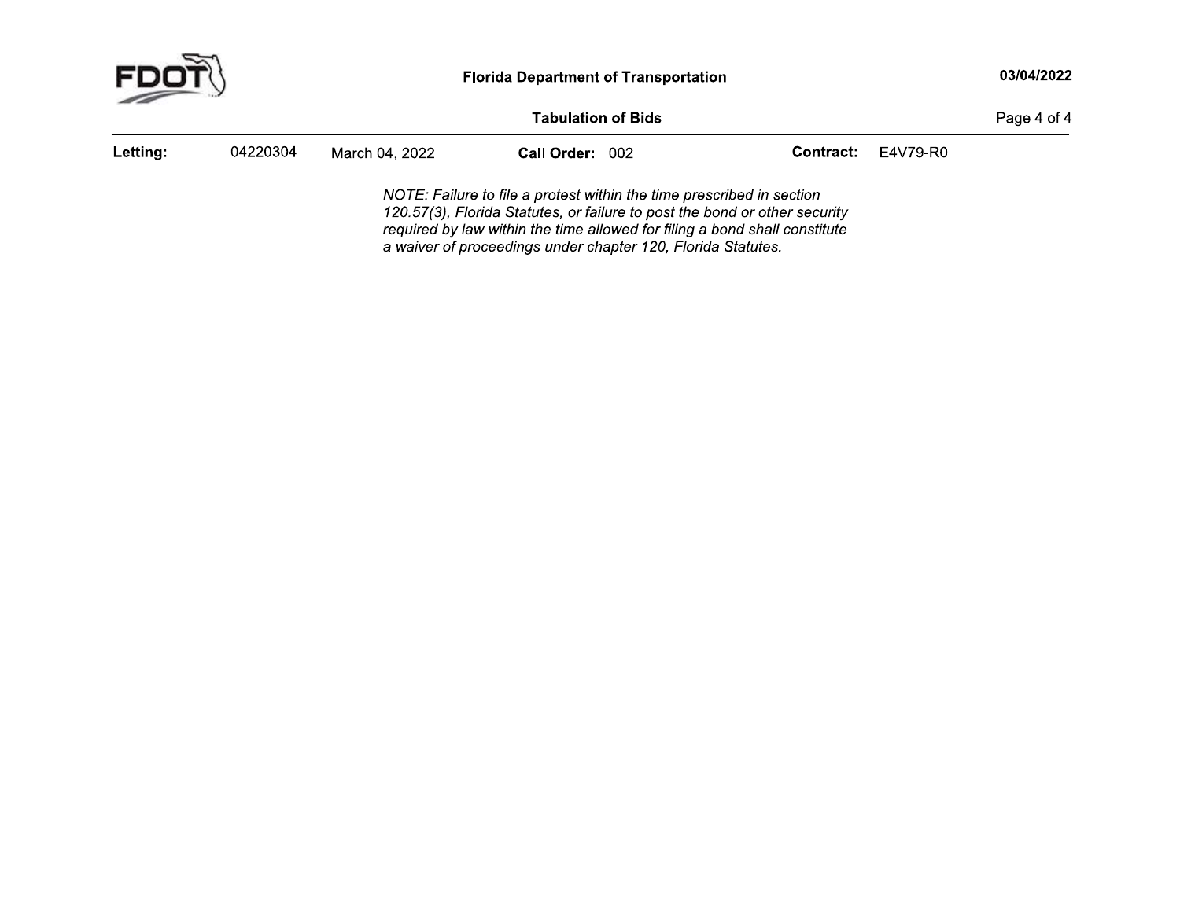**Letting:** 04220304 March 04, 2022 **Call Order:** 002 **Contract:** E4V79-R0

*NOTE: Failure to file a protest within the time prescribed in section 120.57(3), Florida Statutes, or failure to post the bond or other security required by law within the time allowed for filing a bond shall constitute a waiver of proceedings under chapter 120, Florida Statutes.*